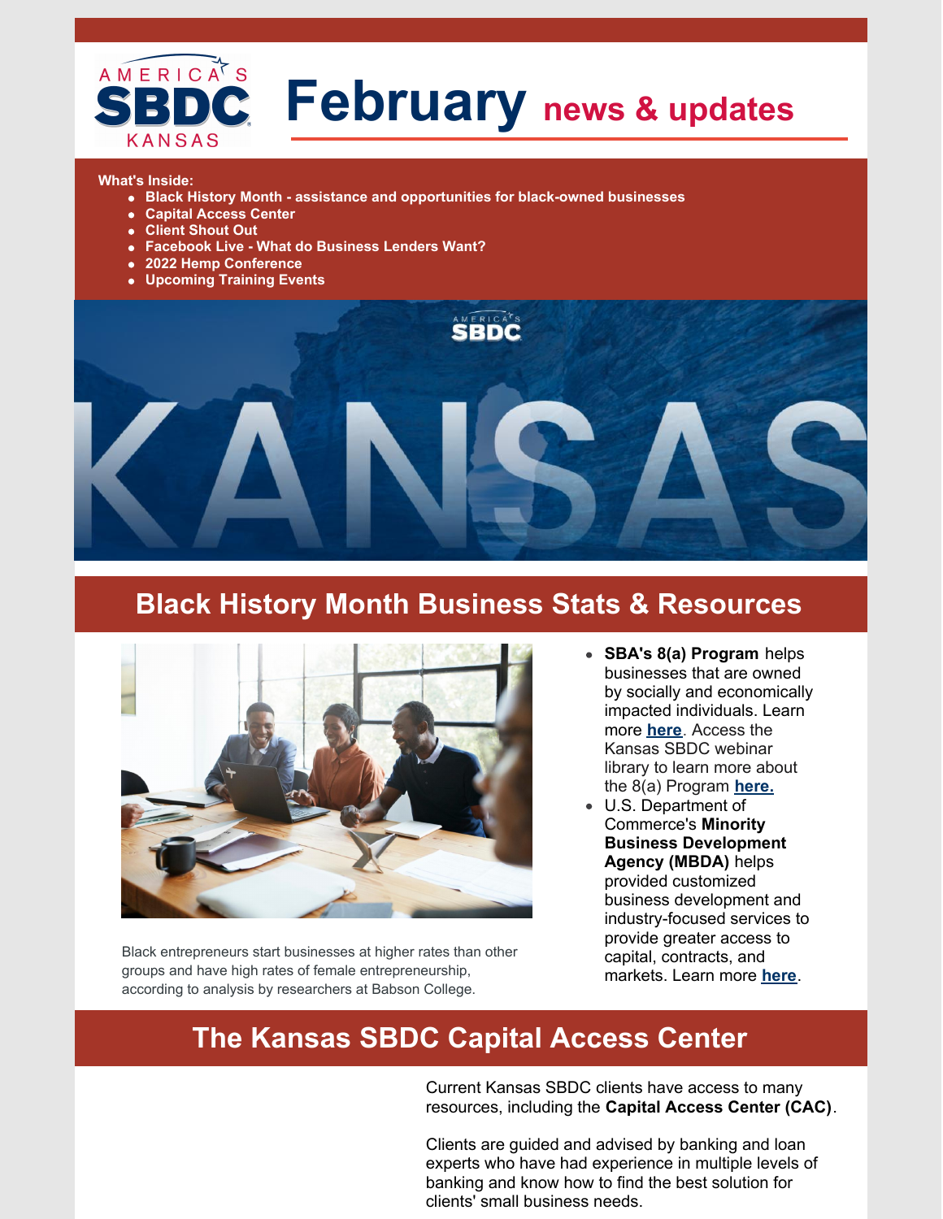# February news & updates

**What's Inside:**

- **Black History Month - assistance and opportunities for black-owned businesses**
- **Capital Access Center**
- **Client Shout Out**
- **Facebook Live - What do Business Lenders Want?**
- **2022 Hemp Conference**
- **Upcoming Training Events**

## Black History Month Business Stats & Resources

Black entrepreneurs start businesses at higher rates than other groups and have high rates of female entrepreneurship, according to analysis by researchers at Babson College.

- **SBA's 8(a) Program** helps businesses that are owned by socially and economically impacted individuals. Learn more **here**. Access the Kansas SBDC webinar library to learn more about the 8(a) Program **here.**
- U.S. Department of Commerce's **Minority Business Development Agency (MBDA)** helps provided customized business development and industry-focused services to provide greater access to capital, contracts, and markets. Learn more **here**.

## The Kansas SBDC Capital Access Center

Current Kansas SBDC clients have access to many resources, including the **Capital Access Center (CAC)**.

Clients are guided and advised by banking and loan experts who have had experience in multiple levels of banking and know how to find the best solution for clients' small business needs.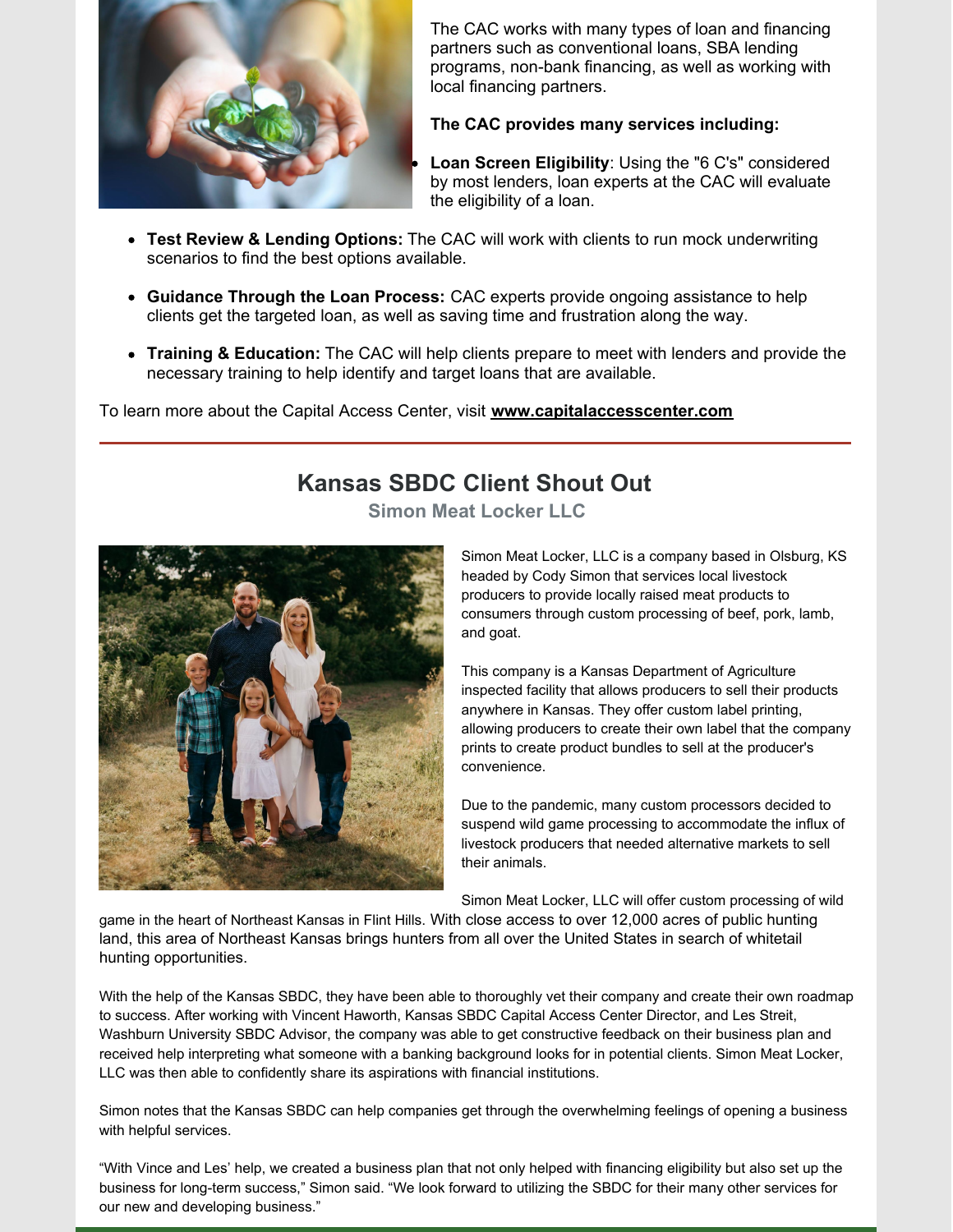The CAC works with many types of loan and financing partners such as conventional loans, SBA lending programs, non-bank financing, as well as working with local financing partners.

**The CAC provides many services including:**

- **Loan Screen Eligibility**: Using the "6 C's" considered by most lenders, loan experts at the CAC will evaluate the eligibility of a loan.
- **Test Review & Lending Options:** The CAC will work with clients to run mock underwriting scenarios to find the best options available.
- **Guidance Through the Loan Process:** CAC experts provide ongoing assistance to help clients get the targeted loan, as well as saving time and frustration along the way.
- **Training & Education:** The CAC will help clients prepare to meet with lenders and provide the necessary training to help identify and target loans that are available.

To learn more about the Capital Access Center, visit **www.capitalaccesscenter.com**

---

## Kansas SBDC Client Shout Out

### Simon Meat Locker LLC

Simon Meat Locker, LLC is a company based in Olsburg, KS headed by Cody Simon that services local livestock producers to provide locally raised meat products to consumers through custom processing of beef, pork, lamb, and goat.

This company is a Kansas Department of Agriculture inspected facility that allows producers to sell their products anywhere in Kansas. They offer custom label printing, allowing producers to create their own label that the company prints to create product bundles to sell at the producer's convenience.

Due to the pandemic, many custom processors decided to suspend wild game processing to accommodate the influx of livestock producers that needed alternative markets to sell their animals.

Simon Meat Locker, LLC will offer custom processing of wild game in the heart of Northeast Kansas in Flint Hills. With close access to over 12,000 acres of public hunting land, this area of Northeast Kansas brings hunters from all over the United States in search of whitetail hunting opportunities.

With the help of the Kansas SBDC, they have been able to thoroughly vet their company and create their own roadmap to success. After working with Vincent Haworth, Kansas SBDC Capital Access Center Director, and Les Streit, Washburn University SBDC Advisor, the company was able to get constructive feedback on their business plan and received help interpreting what someone with a banking background looks for in potential clients. Simon Meat Locker, LLC was then able to confidently share its aspirations with financial institutions.

Simon notes that the Kansas SBDC can help companies get through the overwhelming feelings of opening a business with helpful services.

“With Vince and Les’ help, we created a business plan that not only helped with financing eligibility but also set up the business for long-term success,” Simon said. “We look forward to utilizing the SBDC for their many other services for our new and developing business.”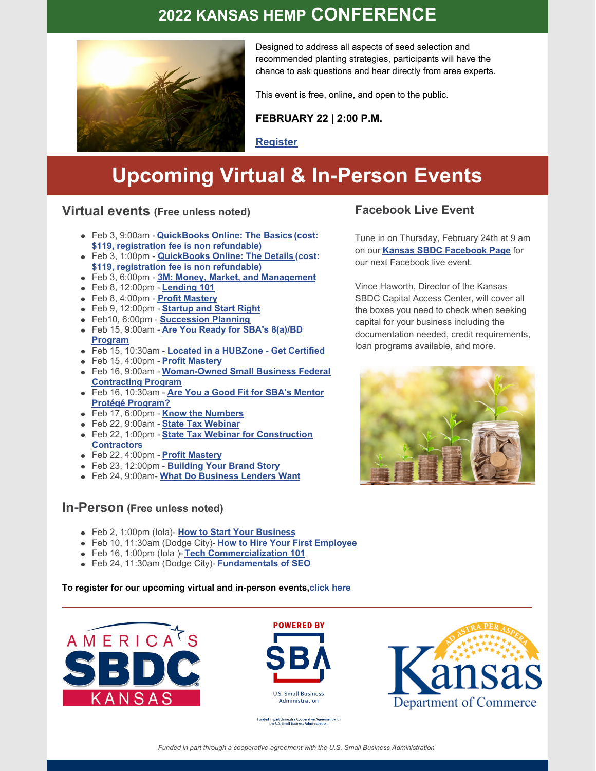# 2022 KANSAS HEMP CONFERENCE

Designed to address all aspects of seed selection and recommended planting strategies, participants will have the chance to ask questions and hear directly from area experts.

This event is free, online, and open to the public.

**FEBRUARY 22 | 2:00 P.M.**

**Register**

# Upcoming Virtual & In-Person Events

## Virtual events (Free unless noted)

- Feb 3, 9:00am - **QuickBooks Online: The Basics (cost: $119, registration fee is non refundable)**
- Feb 3, 1:00pm - **QuickBooks Online: The Details (cost: $119, registration fee is non refundable)**
- Feb 3, 6:00pm - **3M: Money, Market, and Management**
- Feb 8, 12:00pm - **Lending 101**
- Feb 8, 4:00pm - **Profit Mastery**
- Feb 9, 12:00pm - **Startup and Start Right**
- Feb10, 6:00pm - **Succession Planning**
- Feb 15, 9:00am - **Are You Ready for SBA's 8(a)/BD Program**
- Feb 15, 10:30am - **Located in a HUBZone - Get Certified**
- Feb 15, 4:00pm - **Profit Mastery**
- Feb 16, 9:00am - **Woman-Owned Small Business Federal Contracting Program**
- Feb 16, 10:30am - **Are You a Good Fit for SBA's Mentor Protégé Program?**
- Feb 17, 6:00pm - **Know the Numbers**
- Feb 22, 9:00am - **State Tax Webinar**
- Feb 22, 1:00pm - **State Tax Webinar for Construction Contractors**
- Feb 22, 4:00pm - **Profit Mastery**
- Feb 23, 12:00pm - **Building Your Brand Story**
- Feb 24, 9:00am- **What Do Business Lenders Want**

## In-Person (Free unless noted)

- Feb 2, 1:00pm (Iola)- **How to Start Your Business**
- Feb 10, 11:30am (Dodge City)- **How to Hire Your First Employee**
- Feb 16, 1:00pm (Iola )- **Tech Commercialization 101**
- Feb 24, 11:30am (Dodge City)- **Fundamentals of SEO**

**To register for our upcoming virtual and in-person events, click here**

## Facebook Live Event

Tune in on Thursday, February 24th at 9 am on our **Kansas SBDC Facebook Page** for our next Facebook live event.

Vince Haworth, Director of the Kansas SBDC Capital Access Center, will cover all the boxes you need to check when seeking capital for your business including the documentation needed, credit requirements, loan programs available, and more.

AMERICA'S SBDC KANSAS

POWERED BY SBA U.S. Small Business Administration

Funded in part through a Cooperative Agreement with the U.S. Small Business Administration.

AD ASTRA PER ASPERA Kansas Department of Commerce

*Funded in part through a cooperative agreement with the U.S. Small Business Administration*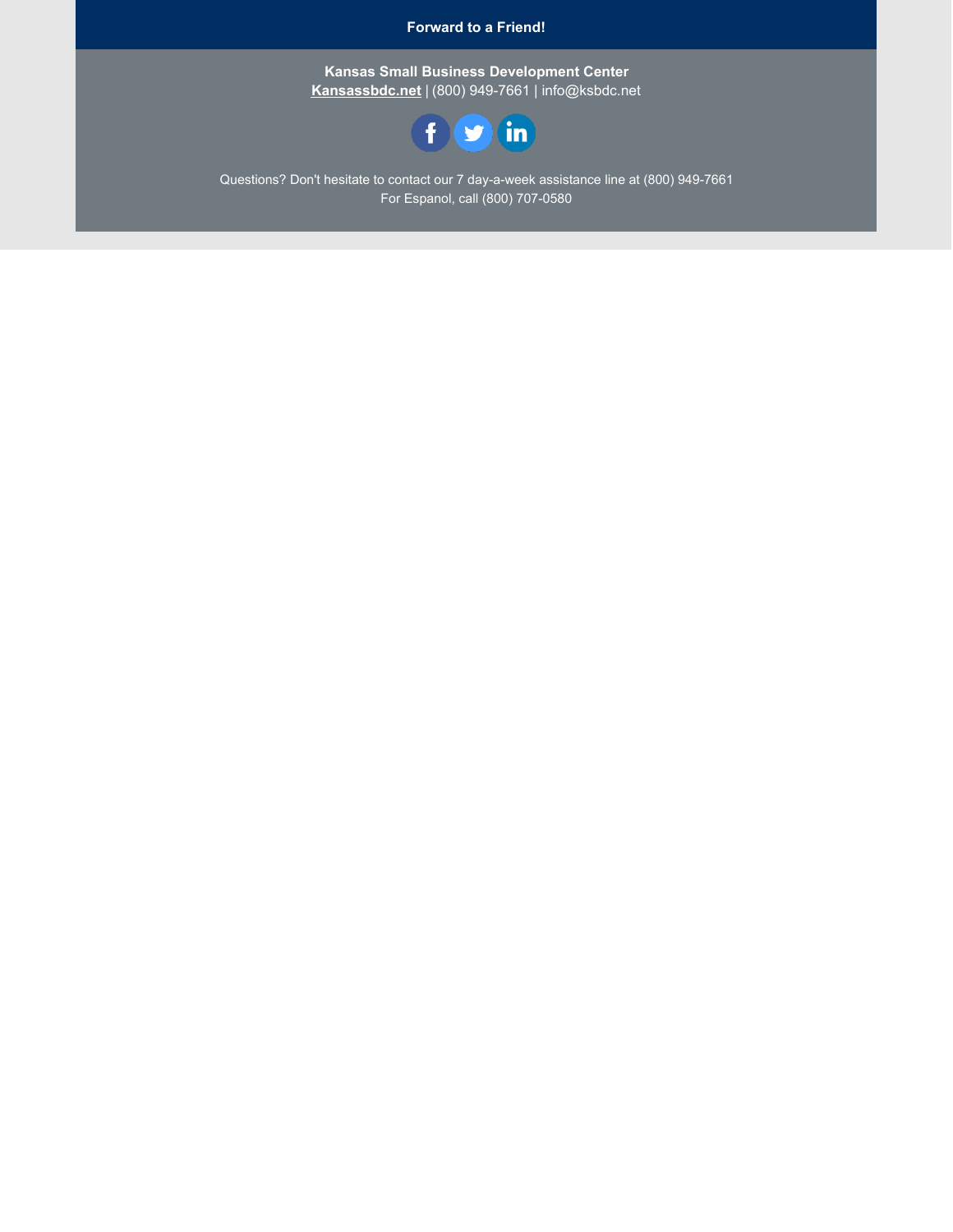**Forward to a Friend!**

**Kansas Small Business Development Center**
**Kansassbdc.net** | (800) 949-7661 | info@ksbdc.net

Questions? Don't hesitate to contact our 7 day-a-week assistance line at (800) 949-7661
For Espanol, call (800) 707-0580